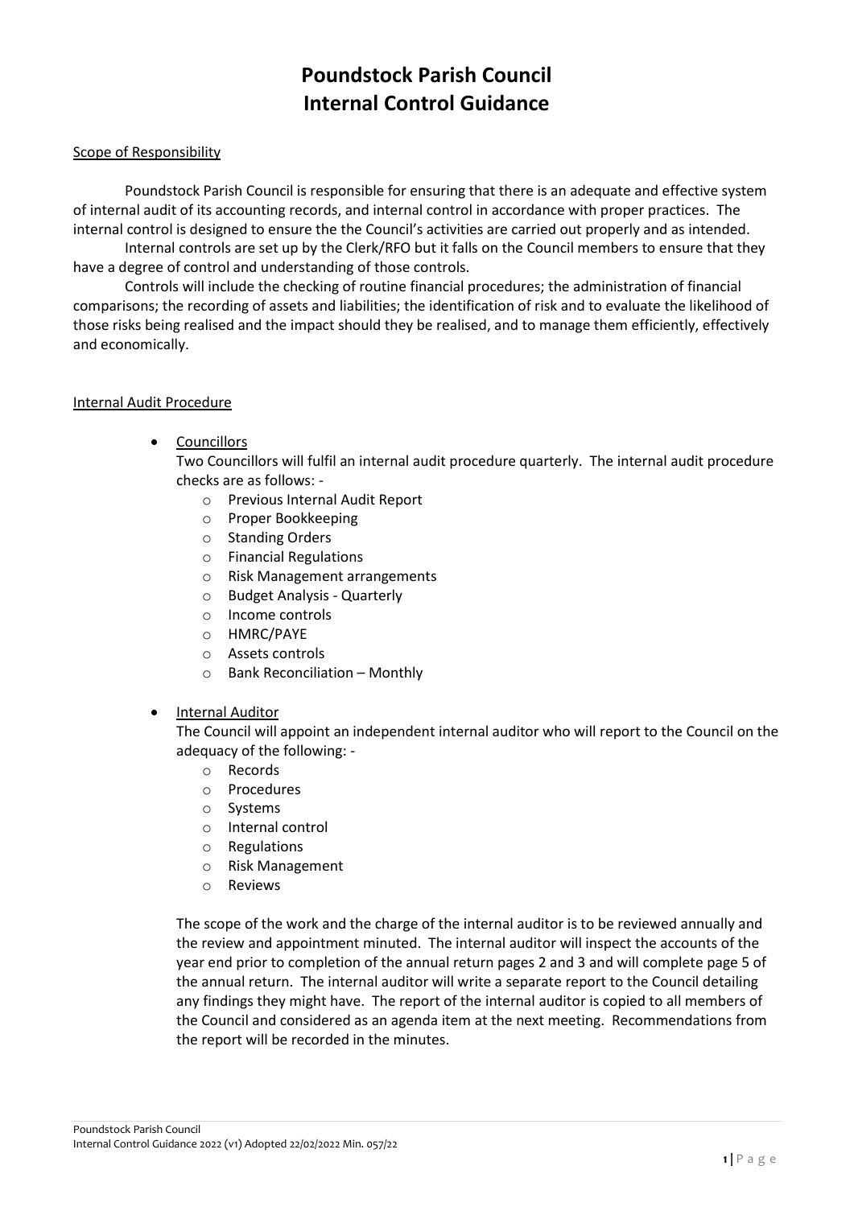# Poundstock Parish Council
# Internal Control Guidance

Scope of Responsibility

Poundstock Parish Council is responsible for ensuring that there is an adequate and effective system of internal audit of its accounting records, and internal control in accordance with proper practices. The internal control is designed to ensure the the Council's activities are carried out properly and as intended.

Internal controls are set up by the Clerk/RFO but it falls on the Council members to ensure that they have a degree of control and understanding of those controls.

Controls will include the checking of routine financial procedures; the administration of financial comparisons; the recording of assets and liabilities; the identification of risk and to evaluate the likelihood of those risks being realised and the impact should they be realised, and to manage them efficiently, effectively and economically.

Internal Audit Procedure

- Councillors

  Two Councillors will fulfil an internal audit procedure quarterly. The internal audit procedure checks are as follows: -
  - Previous Internal Audit Report
  - Proper Bookkeeping
  - Standing Orders
  - Financial Regulations
  - Risk Management arrangements
  - Budget Analysis - Quarterly
  - Income controls
  - HMRC/PAYE
  - Assets controls
  - Bank Reconciliation – Monthly

- Internal Auditor

  The Council will appoint an independent internal auditor who will report to the Council on the adequacy of the following: -
  - Records
  - Procedures
  - Systems
  - Internal control
  - Regulations
  - Risk Management
  - Reviews

  The scope of the work and the charge of the internal auditor is to be reviewed annually and the review and appointment minuted. The internal auditor will inspect the accounts of the year end prior to completion of the annual return pages 2 and 3 and will complete page 5 of the annual return. The internal auditor will write a separate report to the Council detailing any findings they might have. The report of the internal auditor is copied to all members of the Council and considered as an agenda item at the next meeting. Recommendations from the report will be recorded in the minutes.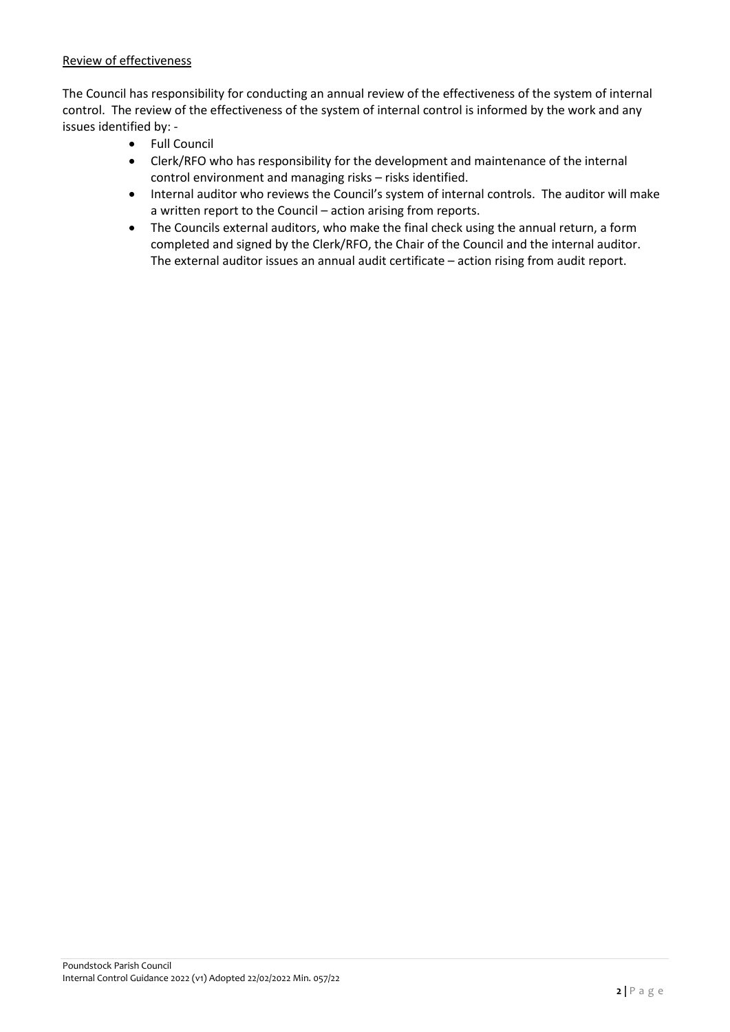Review of effectiveness

The Council has responsibility for conducting an annual review of the effectiveness of the system of internal control. The review of the effectiveness of the system of internal control is informed by the work and any issues identified by: -

- Full Council
- Clerk/RFO who has responsibility for the development and maintenance of the internal control environment and managing risks – risks identified.
- Internal auditor who reviews the Council's system of internal controls. The auditor will make a written report to the Council – action arising from reports.
- The Councils external auditors, who make the final check using the annual return, a form completed and signed by the Clerk/RFO, the Chair of the Council and the internal auditor. The external auditor issues an annual audit certificate – action rising from audit report.